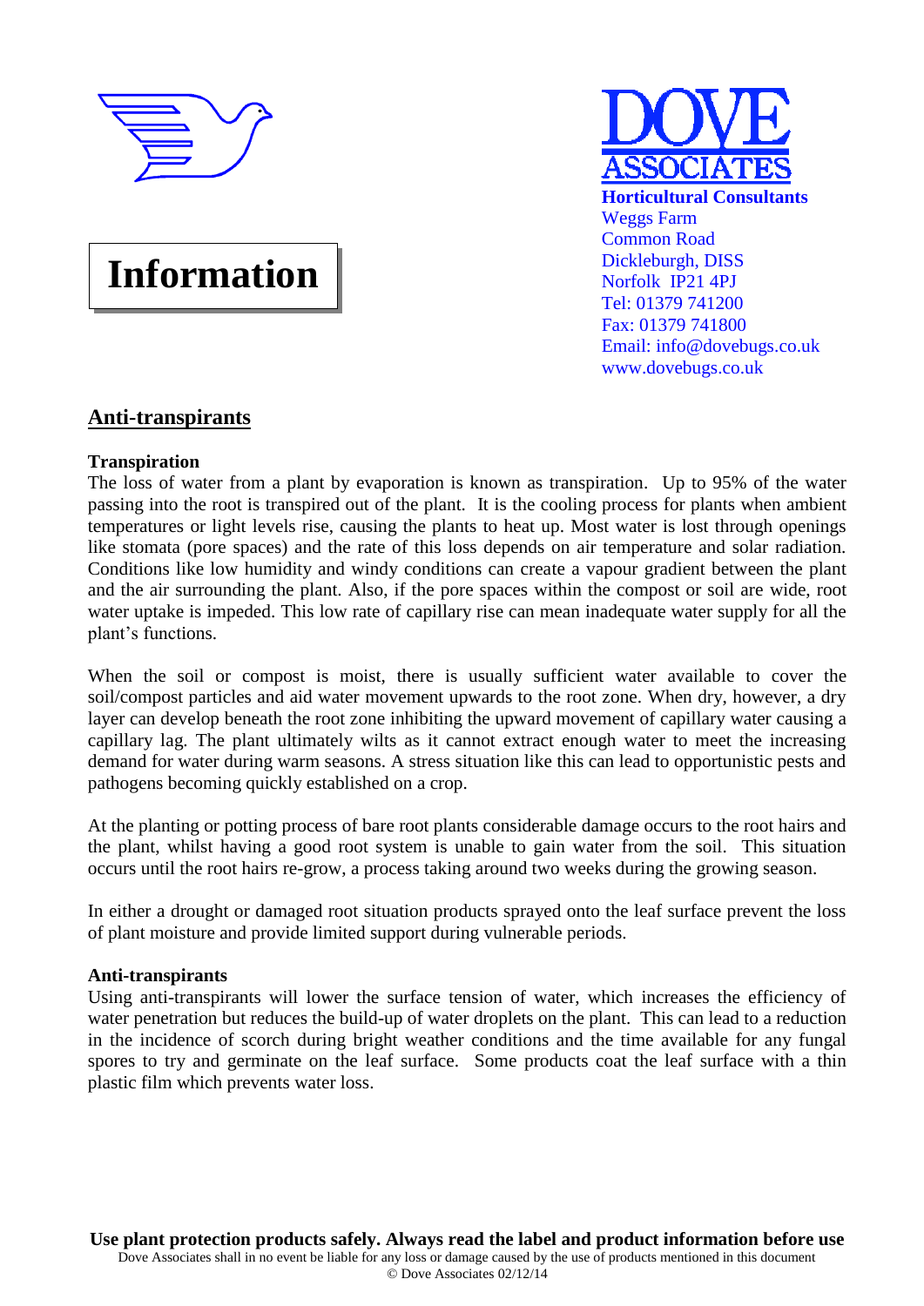# DOVE ASSOCIATES

**Horticultural Consultants**
Weggs Farm
Common Road
Dickleburgh, DISS
Norfolk IP21 4PJ
Tel: 01379 741200
Fax: 01379 741800
Email: info@dovebugs.co.uk
www.dovebugs.co.uk

# Information

## Anti-transpirants

### Transpiration

The loss of water from a plant by evaporation is known as transpiration. Up to 95% of the water passing into the root is transpired out of the plant. It is the cooling process for plants when ambient temperatures or light levels rise, causing the plants to heat up. Most water is lost through openings like stomata (pore spaces) and the rate of this loss depends on air temperature and solar radiation. Conditions like low humidity and windy conditions can create a vapour gradient between the plant and the air surrounding the plant. Also, if the pore spaces within the compost or soil are wide, root water uptake is impeded. This low rate of capillary rise can mean inadequate water supply for all the plant's functions.

When the soil or compost is moist, there is usually sufficient water available to cover the soil/compost particles and aid water movement upwards to the root zone. When dry, however, a dry layer can develop beneath the root zone inhibiting the upward movement of capillary water causing a capillary lag. The plant ultimately wilts as it cannot extract enough water to meet the increasing demand for water during warm seasons. A stress situation like this can lead to opportunistic pests and pathogens becoming quickly established on a crop.

At the planting or potting process of bare root plants considerable damage occurs to the root hairs and the plant, whilst having a good root system is unable to gain water from the soil. This situation occurs until the root hairs re-grow, a process taking around two weeks during the growing season.

In either a drought or damaged root situation products sprayed onto the leaf surface prevent the loss of plant moisture and provide limited support during vulnerable periods.

### Anti-transpirants

Using anti-transpirants will lower the surface tension of water, which increases the efficiency of water penetration but reduces the build-up of water droplets on the plant. This can lead to a reduction in the incidence of scorch during bright weather conditions and the time available for any fungal spores to try and germinate on the leaf surface. Some products coat the leaf surface with a thin plastic film which prevents water loss.

**Use plant protection products safely. Always read the label and product information before use**

Dove Associates shall in no event be liable for any loss or damage caused by the use of products mentioned in this document

© Dove Associates 02/12/14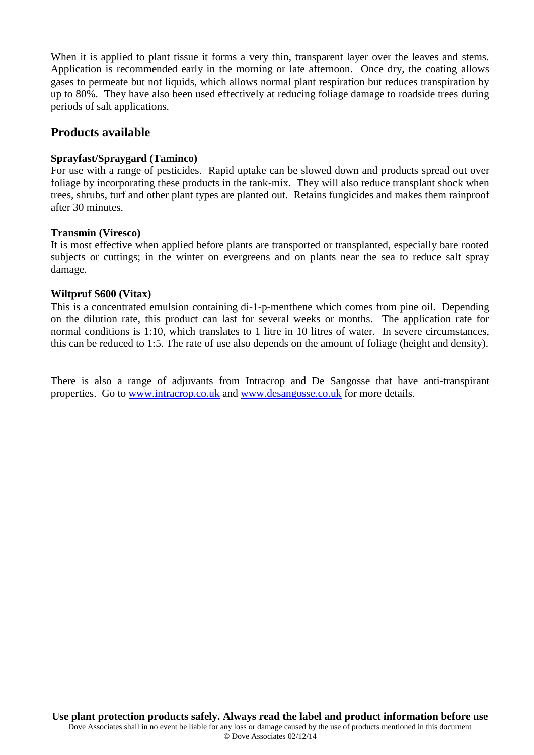When it is applied to plant tissue it forms a very thin, transparent layer over the leaves and stems. Application is recommended early in the morning or late afternoon. Once dry, the coating allows gases to permeate but not liquids, which allows normal plant respiration but reduces transpiration by up to 80%. They have also been used effectively at reducing foliage damage to roadside trees during periods of salt applications.

## Products available

**Sprayfast/Spraygard (Taminco)**
For use with a range of pesticides. Rapid uptake can be slowed down and products spread out over foliage by incorporating these products in the tank-mix. They will also reduce transplant shock when trees, shrubs, turf and other plant types are planted out. Retains fungicides and makes them rainproof after 30 minutes.

**Transmin (Viresco)**
It is most effective when applied before plants are transported or transplanted, especially bare rooted subjects or cuttings; in the winter on evergreens and on plants near the sea to reduce salt spray damage.

**Wiltpruf S600 (Vitax)**
This is a concentrated emulsion containing di-1-p-menthene which comes from pine oil. Depending on the dilution rate, this product can last for several weeks or months. The application rate for normal conditions is 1:10, which translates to 1 litre in 10 litres of water. In severe circumstances, this can be reduced to 1:5. The rate of use also depends on the amount of foliage (height and density).

There is also a range of adjuvants from Intracrop and De Sangosse that have anti-transpirant properties. Go to [www.intracrop.co.uk](www.intracrop.co.uk) and [www.desangosse.co.uk](www.desangosse.co.uk) for more details.

**Use plant protection products safely. Always read the label and product information before use**
Dove Associates shall in no event be liable for any loss or damage caused by the use of products mentioned in this document
© Dove Associates 02/12/14